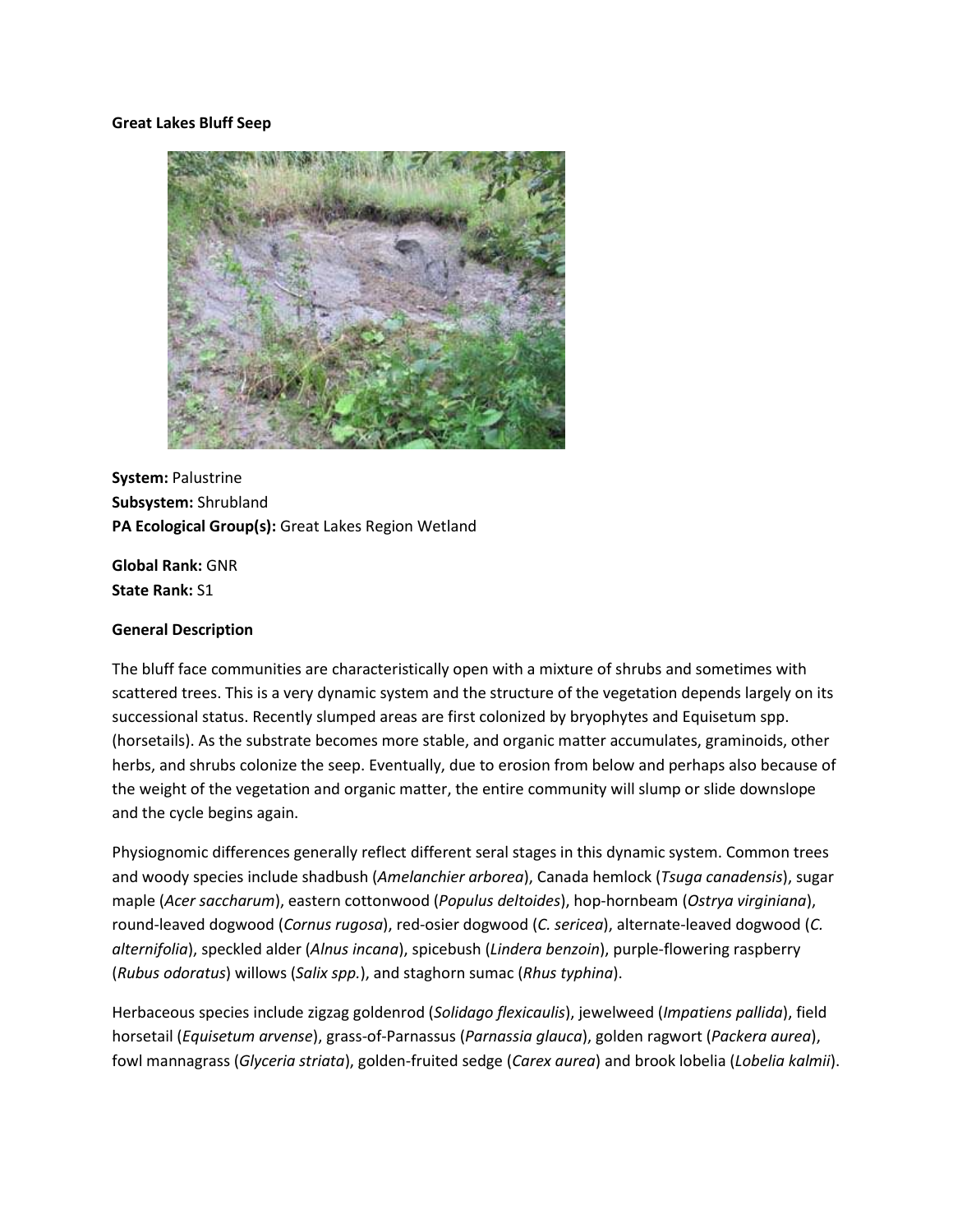# Great Lakes Bluff Seep

**System:** Palustrine
**Subsystem:** Shrubland
**PA Ecological Group(s):** Great Lakes Region Wetland

**Global Rank:** GNR
**State Rank:** S1

## General Description

The bluff face communities are characteristically open with a mixture of shrubs and sometimes with scattered trees. This is a very dynamic system and the structure of the vegetation depends largely on its successional status. Recently slumped areas are first colonized by bryophytes and Equisetum spp. (horsetails). As the substrate becomes more stable, and organic matter accumulates, graminoids, other herbs, and shrubs colonize the seep. Eventually, due to erosion from below and perhaps also because of the weight of the vegetation and organic matter, the entire community will slump or slide downslope and the cycle begins again.

Physiognomic differences generally reflect different seral stages in this dynamic system. Common trees and woody species include shadbush (*Amelanchier arborea*), Canada hemlock (*Tsuga canadensis*), sugar maple (*Acer saccharum*), eastern cottonwood (*Populus deltoides*), hop-hornbeam (*Ostrya virginiana*), round-leaved dogwood (*Cornus rugosa*), red-osier dogwood (*C. sericea*), alternate-leaved dogwood (*C. alternifolia*), speckled alder (*Alnus incana*), spicebush (*Lindera benzoin*), purple-flowering raspberry (*Rubus odoratus*) willows (*Salix spp.*), and staghorn sumac (*Rhus typhina*).

Herbaceous species include zigzag goldenrod (*Solidago flexicaulis*), jewelweed (*Impatiens pallida*), field horsetail (*Equisetum arvense*), grass-of-Parnassus (*Parnassia glauca*), golden ragwort (*Packera aurea*), fowl mannagrass (*Glyceria striata*), golden-fruited sedge (*Carex aurea*) and brook lobelia (*Lobelia kalmii*).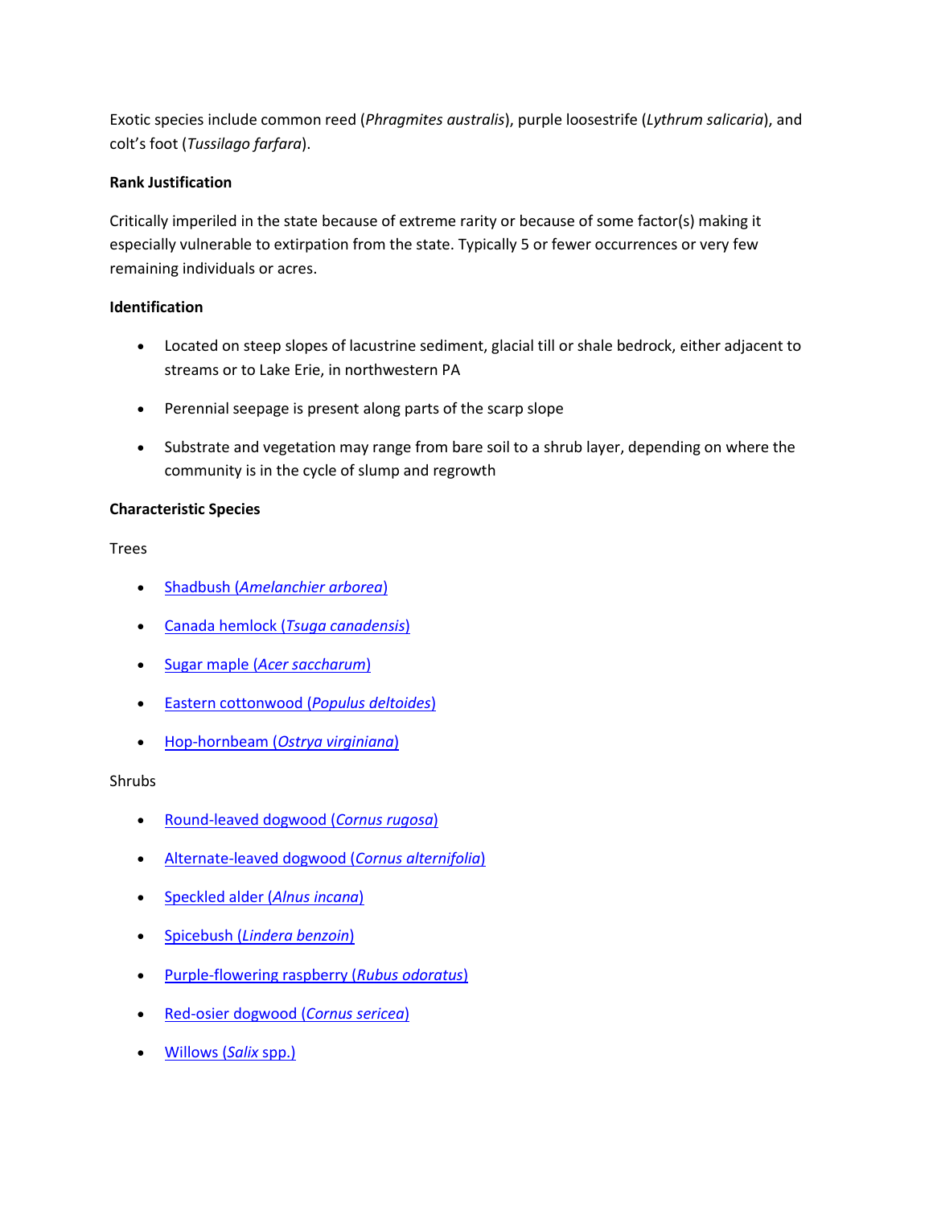Exotic species include common reed (*Phragmites australis*), purple loosestrife (*Lythrum salicaria*), and colt's foot (*Tussilago farfara*).

**Rank Justification**

Critically imperiled in the state because of extreme rarity or because of some factor(s) making it especially vulnerable to extirpation from the state. Typically 5 or fewer occurrences or very few remaining individuals or acres.

**Identification**

- Located on steep slopes of lacustrine sediment, glacial till or shale bedrock, either adjacent to streams or to Lake Erie, in northwestern PA
- Perennial seepage is present along parts of the scarp slope
- Substrate and vegetation may range from bare soil to a shrub layer, depending on where the community is in the cycle of slump and regrowth

**Characteristic Species**

Trees

- Shadbush (*Amelanchier arborea*)
- Canada hemlock (*Tsuga canadensis*)
- Sugar maple (*Acer saccharum*)
- Eastern cottonwood (*Populus deltoides*)
- Hop-hornbeam (*Ostrya virginiana*)

Shrubs

- Round-leaved dogwood (*Cornus rugosa*)
- Alternate-leaved dogwood (*Cornus alternifolia*)
- Speckled alder (*Alnus incana*)
- Spicebush (*Lindera benzoin*)
- Purple-flowering raspberry (*Rubus odoratus*)
- Red-osier dogwood (*Cornus sericea*)
- Willows (*Salix* spp.)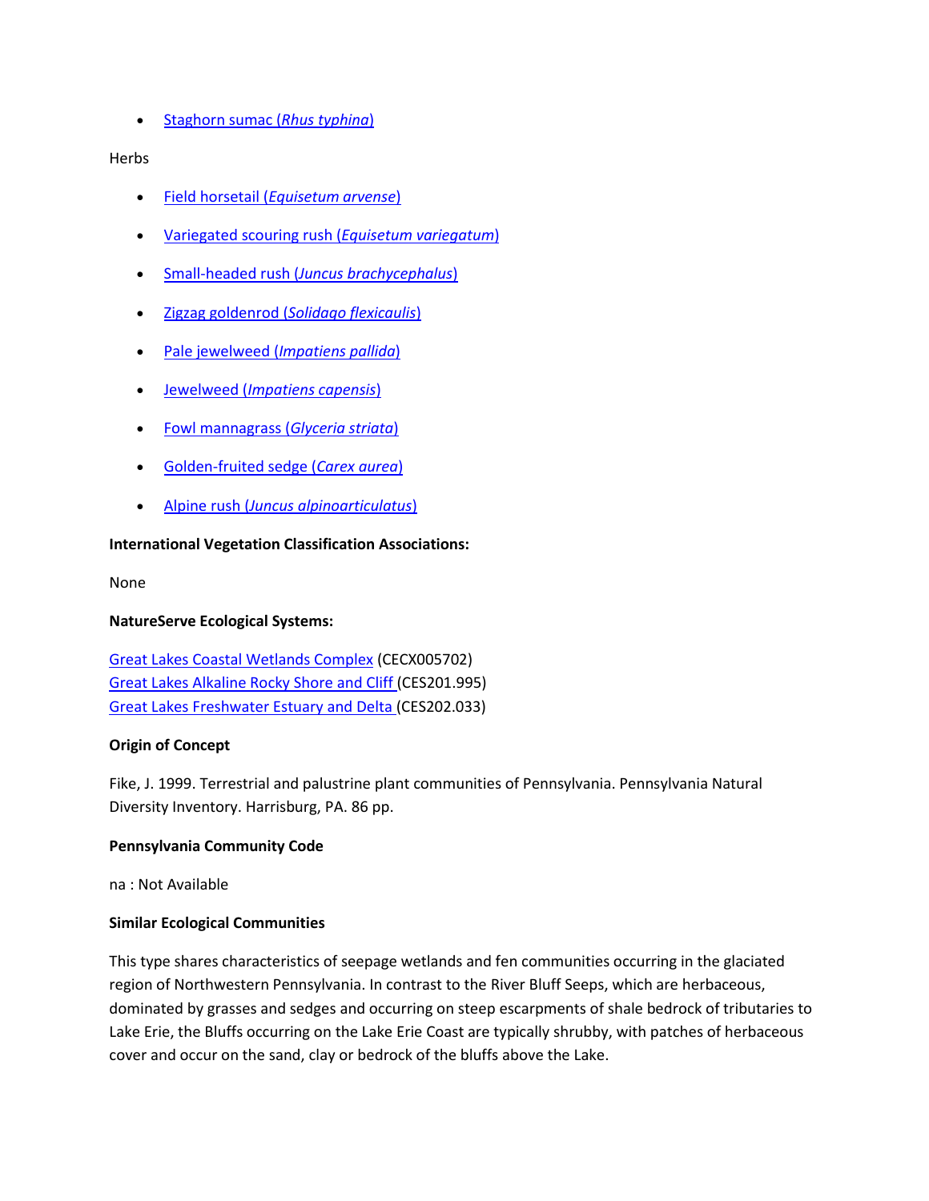- Staghorn sumac (*Rhus typhina*)

Herbs

- Field horsetail (*Equisetum arvense*)
- Variegated scouring rush (*Equisetum variegatum*)
- Small-headed rush (*Juncus brachycephalus*)
- Zigzag goldenrod (*Solidago flexicaulis*)
- Pale jewelweed (*Impatiens pallida*)
- Jewelweed (*Impatiens capensis*)
- Fowl mannagrass (*Glyceria striata*)
- Golden-fruited sedge (*Carex aurea*)
- Alpine rush (*Juncus alpinoarticulatus*)

**International Vegetation Classification Associations:**

None

**NatureServe Ecological Systems:**

Great Lakes Coastal Wetlands Complex (CECX005702)
Great Lakes Alkaline Rocky Shore and Cliff (CES201.995)
Great Lakes Freshwater Estuary and Delta (CES202.033)

**Origin of Concept**

Fike, J. 1999. Terrestrial and palustrine plant communities of Pennsylvania. Pennsylvania Natural Diversity Inventory. Harrisburg, PA. 86 pp.

**Pennsylvania Community Code**

na : Not Available

**Similar Ecological Communities**

This type shares characteristics of seepage wetlands and fen communities occurring in the glaciated region of Northwestern Pennsylvania. In contrast to the River Bluff Seeps, which are herbaceous, dominated by grasses and sedges and occurring on steep escarpments of shale bedrock of tributaries to Lake Erie, the Bluffs occurring on the Lake Erie Coast are typically shrubby, with patches of herbaceous cover and occur on the sand, clay or bedrock of the bluffs above the Lake.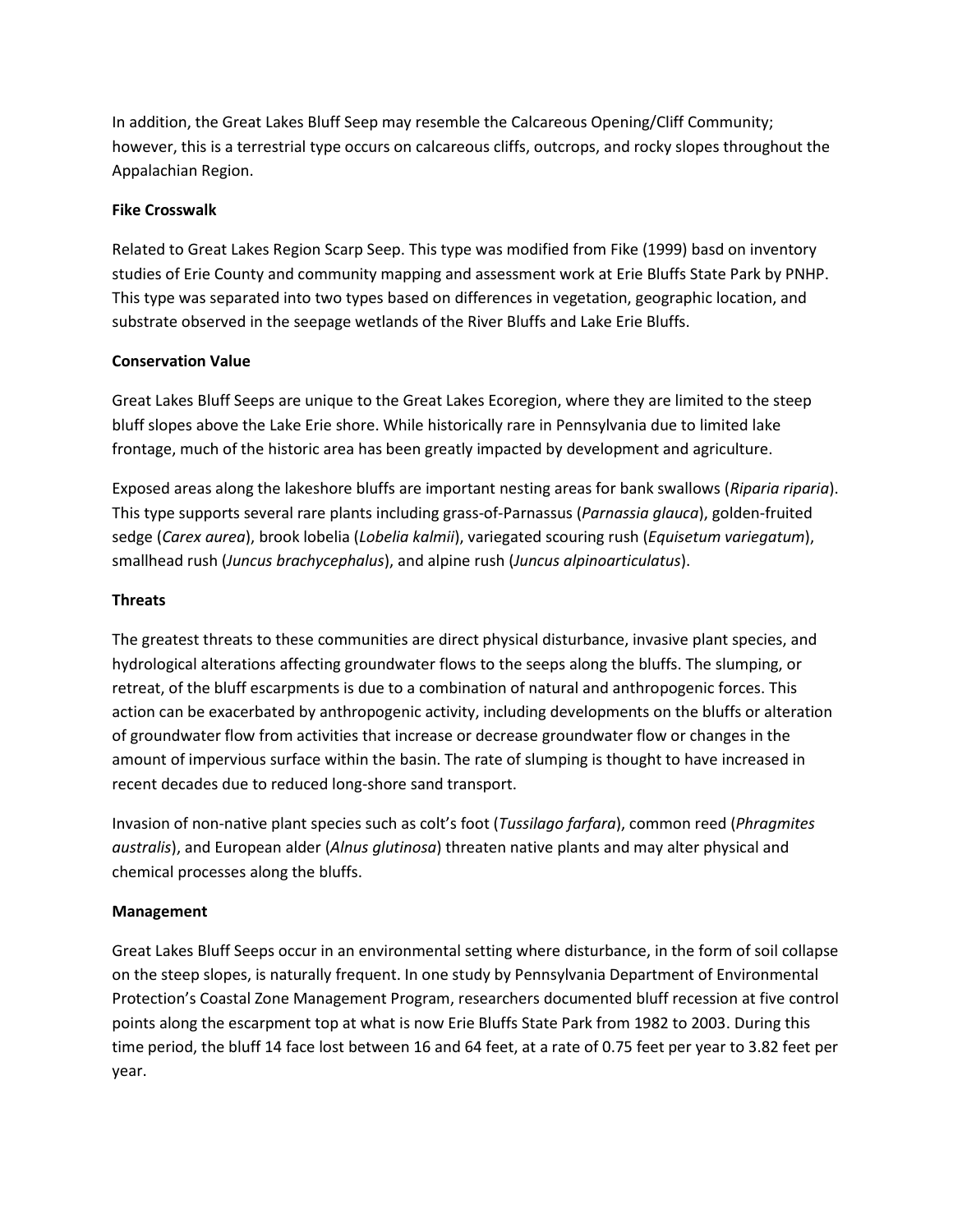In addition, the Great Lakes Bluff Seep may resemble the Calcareous Opening/Cliff Community; however, this is a terrestrial type occurs on calcareous cliffs, outcrops, and rocky slopes throughout the Appalachian Region.

**Fike Crosswalk**

Related to Great Lakes Region Scarp Seep. This type was modified from Fike (1999) basd on inventory studies of Erie County and community mapping and assessment work at Erie Bluffs State Park by PNHP. This type was separated into two types based on differences in vegetation, geographic location, and substrate observed in the seepage wetlands of the River Bluffs and Lake Erie Bluffs.

**Conservation Value**

Great Lakes Bluff Seeps are unique to the Great Lakes Ecoregion, where they are limited to the steep bluff slopes above the Lake Erie shore. While historically rare in Pennsylvania due to limited lake frontage, much of the historic area has been greatly impacted by development and agriculture.

Exposed areas along the lakeshore bluffs are important nesting areas for bank swallows (*Riparia riparia*). This type supports several rare plants including grass-of-Parnassus (*Parnassia glauca*), golden-fruited sedge (*Carex aurea*), brook lobelia (*Lobelia kalmii*), variegated scouring rush (*Equisetum variegatum*), smallhead rush (*Juncus brachycephalus*), and alpine rush (*Juncus alpinoarticulatus*).

**Threats**

The greatest threats to these communities are direct physical disturbance, invasive plant species, and hydrological alterations affecting groundwater flows to the seeps along the bluffs. The slumping, or retreat, of the bluff escarpments is due to a combination of natural and anthropogenic forces. This action can be exacerbated by anthropogenic activity, including developments on the bluffs or alteration of groundwater flow from activities that increase or decrease groundwater flow or changes in the amount of impervious surface within the basin. The rate of slumping is thought to have increased in recent decades due to reduced long-shore sand transport.

Invasion of non-native plant species such as colt's foot (*Tussilago farfara*), common reed (*Phragmites australis*), and European alder (*Alnus glutinosa*) threaten native plants and may alter physical and chemical processes along the bluffs.

**Management**

Great Lakes Bluff Seeps occur in an environmental setting where disturbance, in the form of soil collapse on the steep slopes, is naturally frequent. In one study by Pennsylvania Department of Environmental Protection's Coastal Zone Management Program, researchers documented bluff recession at five control points along the escarpment top at what is now Erie Bluffs State Park from 1982 to 2003. During this time period, the bluff 14 face lost between 16 and 64 feet, at a rate of 0.75 feet per year to 3.82 feet per year.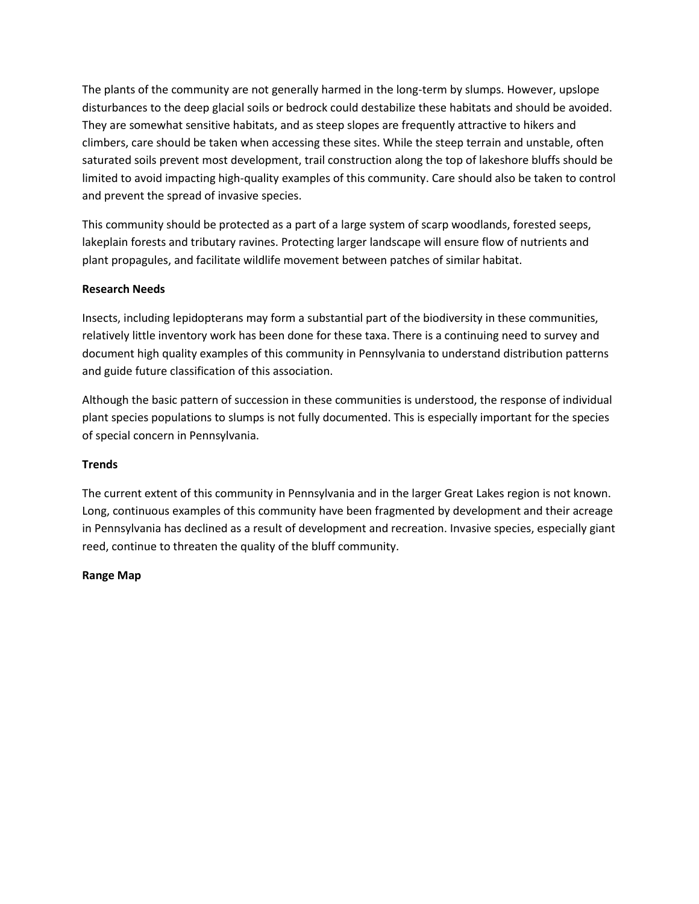The plants of the community are not generally harmed in the long-term by slumps. However, upslope disturbances to the deep glacial soils or bedrock could destabilize these habitats and should be avoided. They are somewhat sensitive habitats, and as steep slopes are frequently attractive to hikers and climbers, care should be taken when accessing these sites. While the steep terrain and unstable, often saturated soils prevent most development, trail construction along the top of lakeshore bluffs should be limited to avoid impacting high-quality examples of this community. Care should also be taken to control and prevent the spread of invasive species.

This community should be protected as a part of a large system of scarp woodlands, forested seeps, lakeplain forests and tributary ravines. Protecting larger landscape will ensure flow of nutrients and plant propagules, and facilitate wildlife movement between patches of similar habitat.

**Research Needs**

Insects, including lepidopterans may form a substantial part of the biodiversity in these communities, relatively little inventory work has been done for these taxa. There is a continuing need to survey and document high quality examples of this community in Pennsylvania to understand distribution patterns and guide future classification of this association.

Although the basic pattern of succession in these communities is understood, the response of individual plant species populations to slumps is not fully documented. This is especially important for the species of special concern in Pennsylvania.

**Trends**

The current extent of this community in Pennsylvania and in the larger Great Lakes region is not known. Long, continuous examples of this community have been fragmented by development and their acreage in Pennsylvania has declined as a result of development and recreation. Invasive species, especially giant reed, continue to threaten the quality of the bluff community.

**Range Map**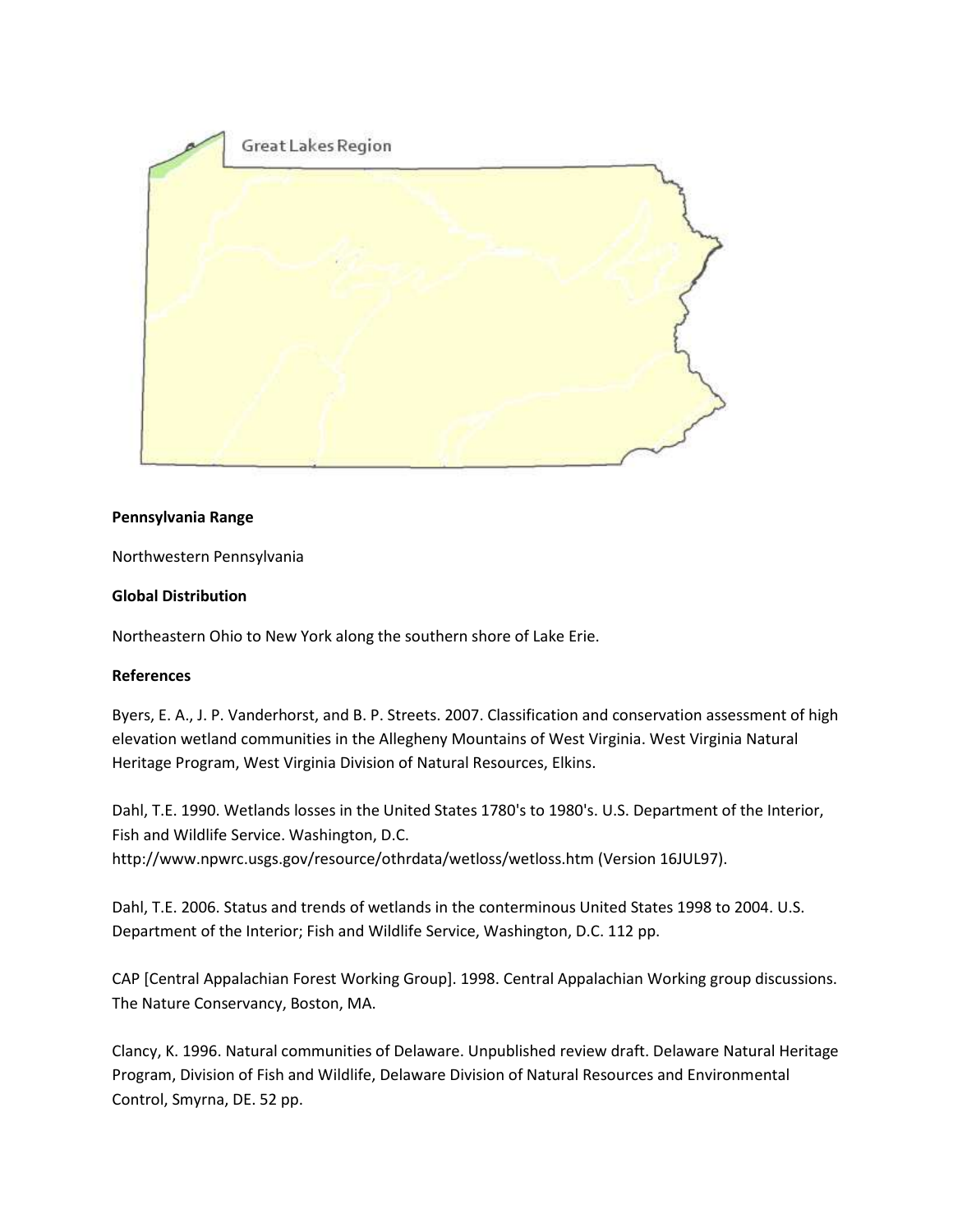Great Lakes Region

**Pennsylvania Range**

Northwestern Pennsylvania

**Global Distribution**

Northeastern Ohio to New York along the southern shore of Lake Erie.

**References**

Byers, E. A., J. P. Vanderhorst, and B. P. Streets. 2007. Classification and conservation assessment of high elevation wetland communities in the Allegheny Mountains of West Virginia. West Virginia Natural Heritage Program, West Virginia Division of Natural Resources, Elkins.

Dahl, T.E. 1990. Wetlands losses in the United States 1780's to 1980's. U.S. Department of the Interior, Fish and Wildlife Service. Washington, D.C. http://www.npwrc.usgs.gov/resource/othrdata/wetloss/wetloss.htm (Version 16JUL97).

Dahl, T.E. 2006. Status and trends of wetlands in the conterminous United States 1998 to 2004. U.S. Department of the Interior; Fish and Wildlife Service, Washington, D.C. 112 pp.

CAP [Central Appalachian Forest Working Group]. 1998. Central Appalachian Working group discussions. The Nature Conservancy, Boston, MA.

Clancy, K. 1996. Natural communities of Delaware. Unpublished review draft. Delaware Natural Heritage Program, Division of Fish and Wildlife, Delaware Division of Natural Resources and Environmental Control, Smyrna, DE. 52 pp.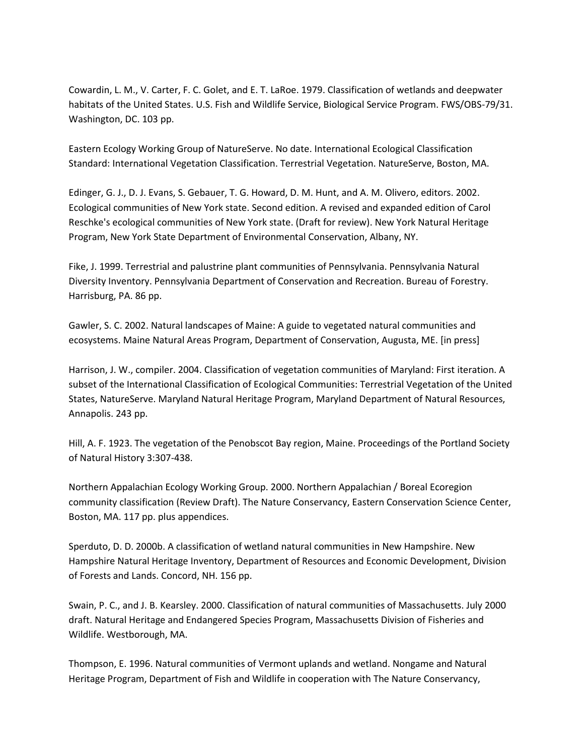Cowardin, L. M., V. Carter, F. C. Golet, and E. T. LaRoe. 1979. Classification of wetlands and deepwater habitats of the United States. U.S. Fish and Wildlife Service, Biological Service Program. FWS/OBS-79/31. Washington, DC. 103 pp.

Eastern Ecology Working Group of NatureServe. No date. International Ecological Classification Standard: International Vegetation Classification. Terrestrial Vegetation. NatureServe, Boston, MA.

Edinger, G. J., D. J. Evans, S. Gebauer, T. G. Howard, D. M. Hunt, and A. M. Olivero, editors. 2002. Ecological communities of New York state. Second edition. A revised and expanded edition of Carol Reschke's ecological communities of New York state. (Draft for review). New York Natural Heritage Program, New York State Department of Environmental Conservation, Albany, NY.

Fike, J. 1999. Terrestrial and palustrine plant communities of Pennsylvania. Pennsylvania Natural Diversity Inventory. Pennsylvania Department of Conservation and Recreation. Bureau of Forestry. Harrisburg, PA. 86 pp.

Gawler, S. C. 2002. Natural landscapes of Maine: A guide to vegetated natural communities and ecosystems. Maine Natural Areas Program, Department of Conservation, Augusta, ME. [in press]

Harrison, J. W., compiler. 2004. Classification of vegetation communities of Maryland: First iteration. A subset of the International Classification of Ecological Communities: Terrestrial Vegetation of the United States, NatureServe. Maryland Natural Heritage Program, Maryland Department of Natural Resources, Annapolis. 243 pp.

Hill, A. F. 1923. The vegetation of the Penobscot Bay region, Maine. Proceedings of the Portland Society of Natural History 3:307-438.

Northern Appalachian Ecology Working Group. 2000. Northern Appalachian / Boreal Ecoregion community classification (Review Draft). The Nature Conservancy, Eastern Conservation Science Center, Boston, MA. 117 pp. plus appendices.

Sperduto, D. D. 2000b. A classification of wetland natural communities in New Hampshire. New Hampshire Natural Heritage Inventory, Department of Resources and Economic Development, Division of Forests and Lands. Concord, NH. 156 pp.

Swain, P. C., and J. B. Kearsley. 2000. Classification of natural communities of Massachusetts. July 2000 draft. Natural Heritage and Endangered Species Program, Massachusetts Division of Fisheries and Wildlife. Westborough, MA.

Thompson, E. 1996. Natural communities of Vermont uplands and wetland. Nongame and Natural Heritage Program, Department of Fish and Wildlife in cooperation with The Nature Conservancy,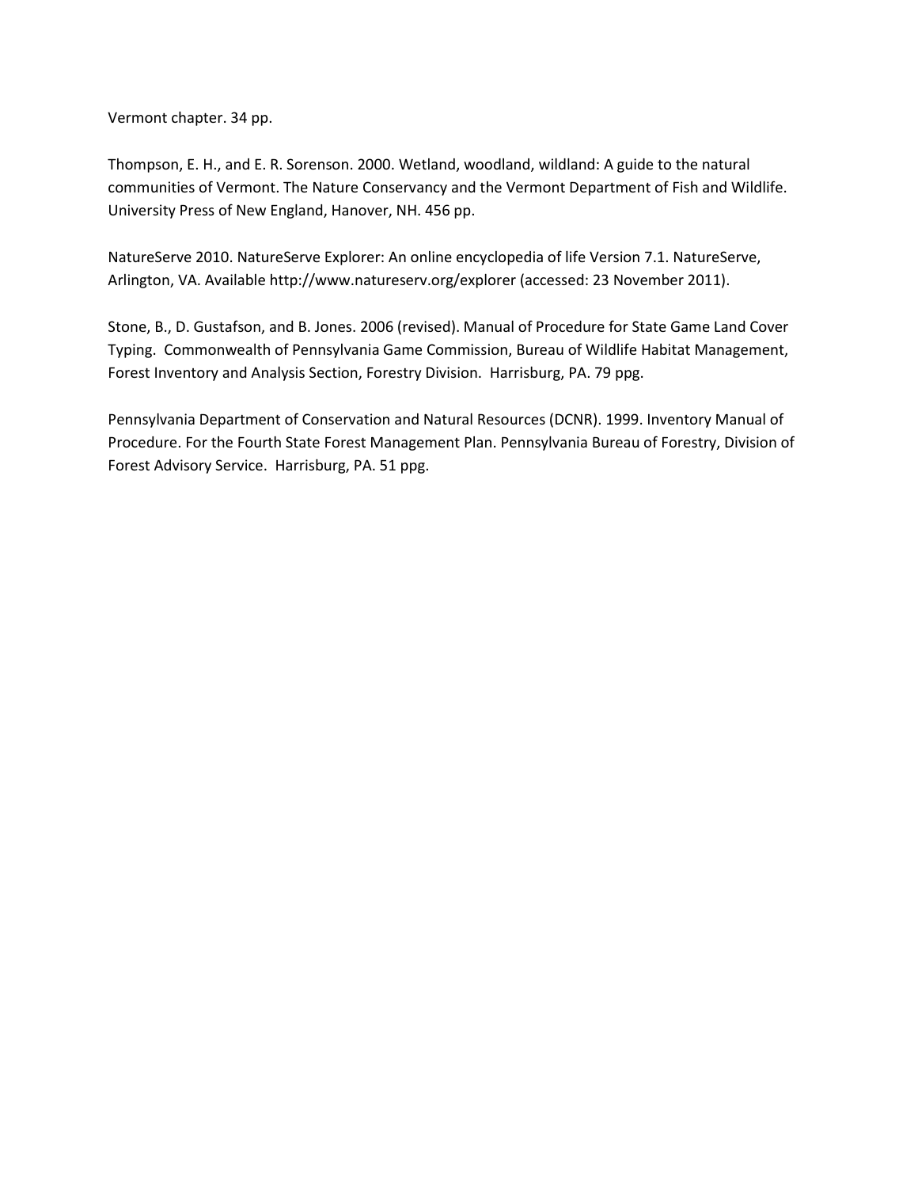Vermont chapter. 34 pp.

Thompson, E. H., and E. R. Sorenson. 2000. Wetland, woodland, wildland: A guide to the natural communities of Vermont. The Nature Conservancy and the Vermont Department of Fish and Wildlife. University Press of New England, Hanover, NH. 456 pp.

NatureServe 2010. NatureServe Explorer: An online encyclopedia of life Version 7.1. NatureServe, Arlington, VA. Available http://www.natureserv.org/explorer (accessed: 23 November 2011).

Stone, B., D. Gustafson, and B. Jones. 2006 (revised). Manual of Procedure for State Game Land Cover Typing. Commonwealth of Pennsylvania Game Commission, Bureau of Wildlife Habitat Management, Forest Inventory and Analysis Section, Forestry Division. Harrisburg, PA. 79 ppg.

Pennsylvania Department of Conservation and Natural Resources (DCNR). 1999. Inventory Manual of Procedure. For the Fourth State Forest Management Plan. Pennsylvania Bureau of Forestry, Division of Forest Advisory Service. Harrisburg, PA. 51 ppg.